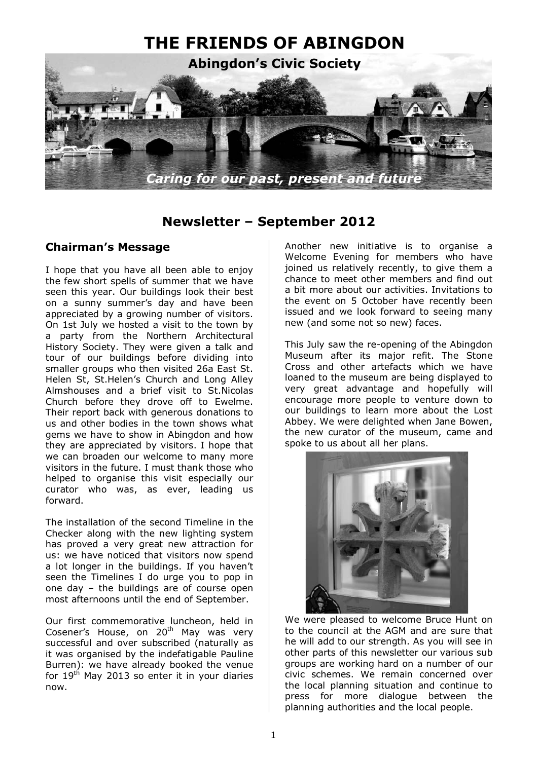// THE FRIENDS OF ABINGDON

**Abingdon's Civic Society**

*Caring for our past, present and future*

## Newsletter – September 2012

### Chairman's Message

I hope that you have all been able to enjoy the few short spells of summer that we have seen this year. Our buildings look their best on a sunny summer's day and have been appreciated by a growing number of visitors. On 1st July we hosted a visit to the town by a party from the Northern Architectural History Society. They were given a talk and tour of our buildings before dividing into smaller groups who then visited 26a East St. Helen St, St.Helen's Church and Long Alley Almshouses and a brief visit to St.Nicolas Church before they drove off to Ewelme. Their report back with generous donations to us and other bodies in the town shows what gems we have to show in Abingdon and how they are appreciated by visitors. I hope that we can broaden our welcome to many more visitors in the future. I must thank those who helped to organise this visit especially our curator who was, as ever, leading us forward.

The installation of the second Timeline in the Checker along with the new lighting system has proved a very great new attraction for us: we have noticed that visitors now spend a lot longer in the buildings. If you haven't seen the Timelines I do urge you to pop in one day – the buildings are of course open most afternoons until the end of September.

Our first commemorative luncheon, held in Cosener's House, on 20th May was very successful and over subscribed (naturally as it was organised by the indefatigable Pauline Burren): we have already booked the venue for 19th May 2013 so enter it in your diaries now.

Another new initiative is to organise a Welcome Evening for members who have joined us relatively recently, to give them a chance to meet other members and find out a bit more about our activities. Invitations to the event on 5 October have recently been issued and we look forward to seeing many new (and some not so new) faces.

This July saw the re-opening of the Abingdon Museum after its major refit. The Stone Cross and other artefacts which we have loaned to the museum are being displayed to very great advantage and hopefully will encourage more people to venture down to our buildings to learn more about the Lost Abbey. We were delighted when Jane Bowen, the new curator of the museum, came and spoke to us about all her plans.

We were pleased to welcome Bruce Hunt on to the council at the AGM and are sure that he will add to our strength. As you will see in other parts of this newsletter our various sub groups are working hard on a number of our civic schemes. We remain concerned over the local planning situation and continue to press for more dialogue between the planning authorities and the local people.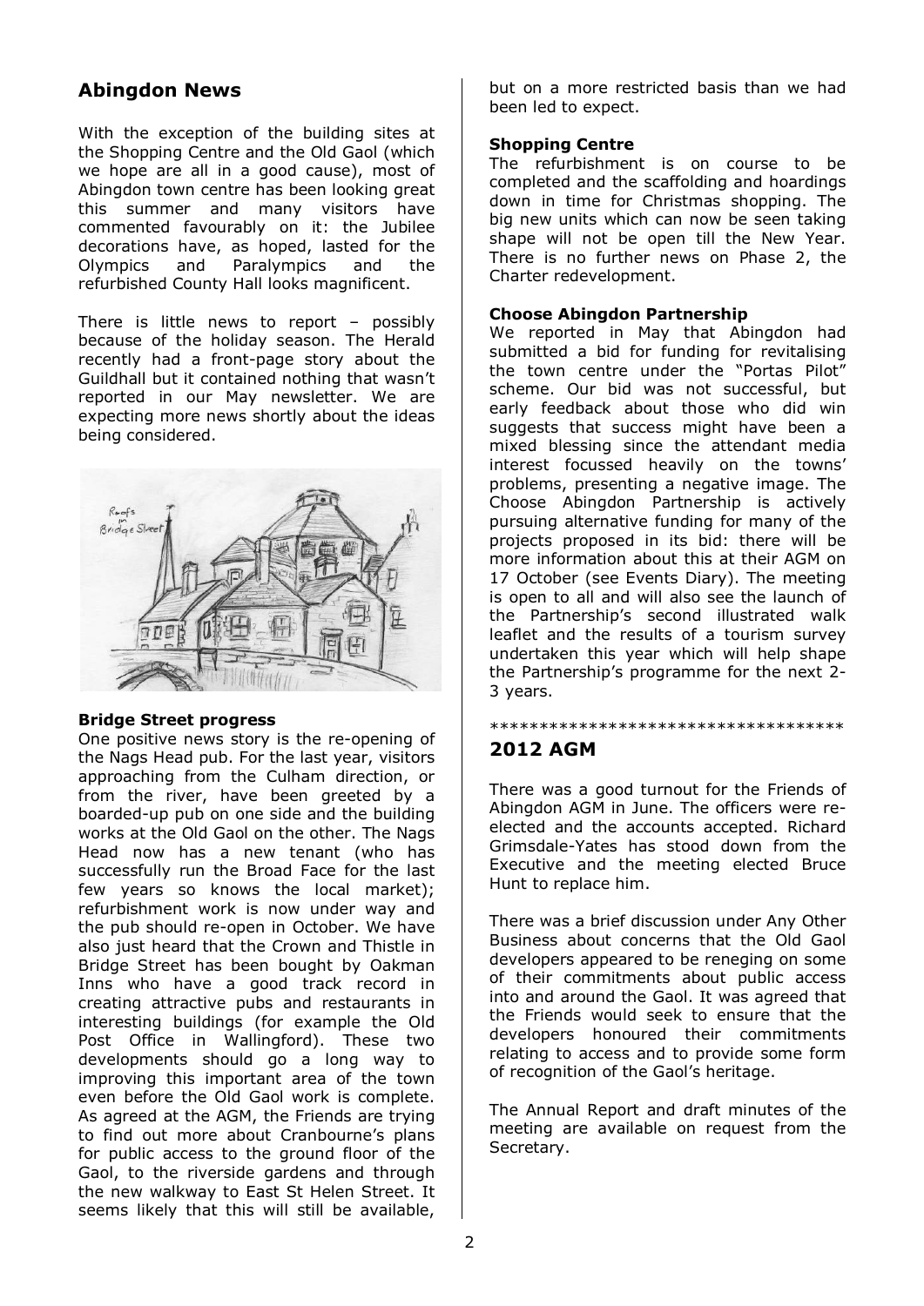## Abingdon News

With the exception of the building sites at the Shopping Centre and the Old Gaol (which we hope are all in a good cause), most of Abingdon town centre has been looking great this summer and many visitors have commented favourably on it: the Jubilee decorations have, as hoped, lasted for the Olympics and Paralympics and the refurbished County Hall looks magnificent.

There is little news to report – possibly because of the holiday season. The Herald recently had a front-page story about the Guildhall but it contained nothing that wasn't reported in our May newsletter. We are expecting more news shortly about the ideas being considered.

### Bridge Street progress

One positive news story is the re-opening of the Nags Head pub. For the last year, visitors approaching from the Culham direction, or from the river, have been greeted by a boarded-up pub on one side and the building works at the Old Gaol on the other. The Nags Head now has a new tenant (who has successfully run the Broad Face for the last few years so knows the local market); refurbishment work is now under way and the pub should re-open in October. We have also just heard that the Crown and Thistle in Bridge Street has been bought by Oakman Inns who have a good track record in creating attractive pubs and restaurants in interesting buildings (for example the Old Post Office in Wallingford). These two developments should go a long way to improving this important area of the town even before the Old Gaol work is complete. As agreed at the AGM, the Friends are trying to find out more about Cranbourne's plans for public access to the ground floor of the Gaol, to the riverside gardens and through the new walkway to East St Helen Street. It seems likely that this will still be available, but on a more restricted basis than we had been led to expect.

### Shopping Centre

The refurbishment is on course to be completed and the scaffolding and hoardings down in time for Christmas shopping. The big new units which can now be seen taking shape will not be open till the New Year. There is no further news on Phase 2, the Charter redevelopment.

### Choose Abingdon Partnership

We reported in May that Abingdon had submitted a bid for funding for revitalising the town centre under the "Portas Pilot" scheme. Our bid was not successful, but early feedback about those who did win suggests that success might have been a mixed blessing since the attendant media interest focussed heavily on the towns' problems, presenting a negative image. The Choose Abingdon Partnership is actively pursuing alternative funding for many of the projects proposed in its bid: there will be more information about this at their AGM on 17 October (see Events Diary). The meeting is open to all and will also see the launch of the Partnership's second illustrated walk leaflet and the results of a tourism survey undertaken this year which will help shape the Partnership's programme for the next 2-3 years.

************************************

## 2012 AGM

There was a good turnout for the Friends of Abingdon AGM in June. The officers were re-elected and the accounts accepted. Richard Grimsdale-Yates has stood down from the Executive and the meeting elected Bruce Hunt to replace him.

There was a brief discussion under Any Other Business about concerns that the Old Gaol developers appeared to be reneging on some of their commitments about public access into and around the Gaol. It was agreed that the Friends would seek to ensure that the developers honoured their commitments relating to access and to provide some form of recognition of the Gaol's heritage.

The Annual Report and draft minutes of the meeting are available on request from the Secretary.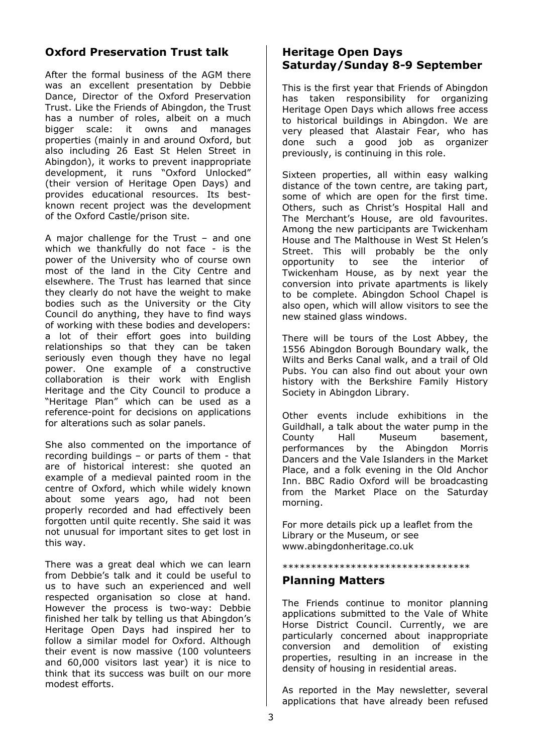## Oxford Preservation Trust talk

After the formal business of the AGM there was an excellent presentation by Debbie Dance, Director of the Oxford Preservation Trust. Like the Friends of Abingdon, the Trust has a number of roles, albeit on a much bigger scale: it owns and manages properties (mainly in and around Oxford, but also including 26 East St Helen Street in Abingdon), it works to prevent inappropriate development, it runs "Oxford Unlocked" (their version of Heritage Open Days) and provides educational resources. Its best-known recent project was the development of the Oxford Castle/prison site.

A major challenge for the Trust – and one which we thankfully do not face - is the power of the University who of course own most of the land in the City Centre and elsewhere. The Trust has learned that since they clearly do not have the weight to make bodies such as the University or the City Council do anything, they have to find ways of working with these bodies and developers: a lot of their effort goes into building relationships so that they can be taken seriously even though they have no legal power. One example of a constructive collaboration is their work with English Heritage and the City Council to produce a "Heritage Plan" which can be used as a reference-point for decisions on applications for alterations such as solar panels.

She also commented on the importance of recording buildings – or parts of them - that are of historical interest: she quoted an example of a medieval painted room in the centre of Oxford, which while widely known about some years ago, had not been properly recorded and had effectively been forgotten until quite recently. She said it was not unusual for important sites to get lost in this way.

There was a great deal which we can learn from Debbie's talk and it could be useful to us to have such an experienced and well respected organisation so close at hand. However the process is two-way: Debbie finished her talk by telling us that Abingdon's Heritage Open Days had inspired her to follow a similar model for Oxford. Although their event is now massive (100 volunteers and 60,000 visitors last year) it is nice to think that its success was built on our more modest efforts.

## Heritage Open Days Saturday/Sunday 8-9 September

This is the first year that Friends of Abingdon has taken responsibility for organizing Heritage Open Days which allows free access to historical buildings in Abingdon. We are very pleased that Alastair Fear, who has done such a good job as organizer previously, is continuing in this role.

Sixteen properties, all within easy walking distance of the town centre, are taking part, some of which are open for the first time. Others, such as Christ's Hospital Hall and The Merchant's House, are old favourites. Among the new participants are Twickenham House and The Malthouse in West St Helen's Street. This will probably be the only opportunity to see the interior of Twickenham House, as by next year the conversion into private apartments is likely to be complete. Abingdon School Chapel is also open, which will allow visitors to see the new stained glass windows.

There will be tours of the Lost Abbey, the 1556 Abingdon Borough Boundary walk, the Wilts and Berks Canal walk, and a trail of Old Pubs. You can also find out about your own history with the Berkshire Family History Society in Abingdon Library.

Other events include exhibitions in the Guildhall, a talk about the water pump in the County Hall Museum basement, performances by the Abingdon Morris Dancers and the Vale Islanders in the Market Place, and a folk evening in the Old Anchor Inn. BBC Radio Oxford will be broadcasting from the Market Place on the Saturday morning.

For more details pick up a leaflet from the Library or the Museum, or see www.abingdonheritage.co.uk

*********************************

## Planning Matters

The Friends continue to monitor planning applications submitted to the Vale of White Horse District Council. Currently, we are particularly concerned about inappropriate conversion and demolition of existing properties, resulting in an increase in the density of housing in residential areas.

As reported in the May newsletter, several applications that have already been refused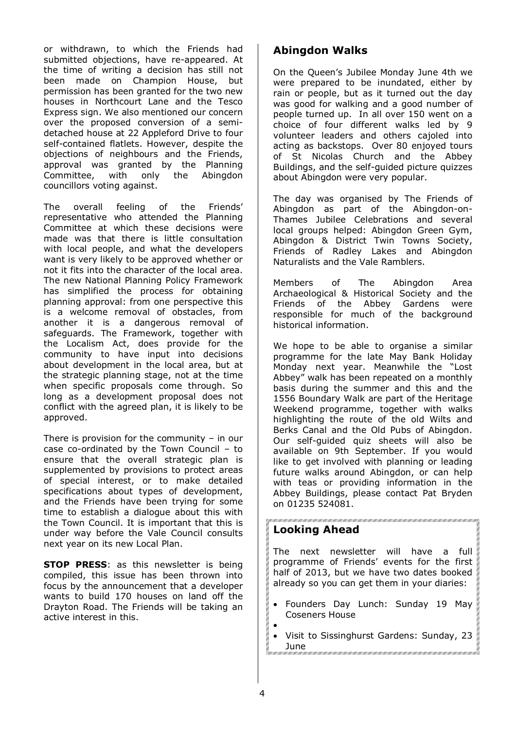or withdrawn, to which the Friends had submitted objections, have re-appeared. At the time of writing a decision has still not been made on Champion House, but permission has been granted for the two new houses in Northcourt Lane and the Tesco Express sign. We also mentioned our concern over the proposed conversion of a semi-detached house at 22 Appleford Drive to four self-contained flatlets. However, despite the objections of neighbours and the Friends, approval was granted by the Planning Committee, with only the Abingdon councillors voting against.

The overall feeling of the Friends' representative who attended the Planning Committee at which these decisions were made was that there is little consultation with local people, and what the developers want is very likely to be approved whether or not it fits into the character of the local area. The new National Planning Policy Framework has simplified the process for obtaining planning approval: from one perspective this is a welcome removal of obstacles, from another it is a dangerous removal of safeguards. The Framework, together with the Localism Act, does provide for the community to have input into decisions about development in the local area, but at the strategic planning stage, not at the time when specific proposals come through. So long as a development proposal does not conflict with the agreed plan, it is likely to be approved.

There is provision for the community – in our case co-ordinated by the Town Council – to ensure that the overall strategic plan is supplemented by provisions to protect areas of special interest, or to make detailed specifications about types of development, and the Friends have been trying for some time to establish a dialogue about this with the Town Council. It is important that this is under way before the Vale Council consults next year on its new Local Plan.

**STOP PRESS**: as this newsletter is being compiled, this issue has been thrown into focus by the announcement that a developer wants to build 170 houses on land off the Drayton Road. The Friends will be taking an active interest in this.

## Abingdon Walks

On the Queen's Jubilee Monday June 4th we were prepared to be inundated, either by rain or people, but as it turned out the day was good for walking and a good number of people turned up. In all over 150 went on a choice of four different walks led by 9 volunteer leaders and others cajoled into acting as backstops. Over 80 enjoyed tours of St Nicolas Church and the Abbey Buildings, and the self-guided picture quizzes about Abingdon were very popular.

The day was organised by The Friends of Abingdon as part of the Abingdon-on-Thames Jubilee Celebrations and several local groups helped: Abingdon Green Gym, Abingdon & District Twin Towns Society, Friends of Radley Lakes and Abingdon Naturalists and the Vale Ramblers.

Members of The Abingdon Area Archaeological & Historical Society and the Friends of the Abbey Gardens were responsible for much of the background historical information.

We hope to be able to organise a similar programme for the late May Bank Holiday Monday next year. Meanwhile the "Lost Abbey" walk has been repeated on a monthly basis during the summer and this and the 1556 Boundary Walk are part of the Heritage Weekend programme, together with walks highlighting the route of the old Wilts and Berks Canal and the Old Pubs of Abingdon. Our self-guided quiz sheets will also be available on 9th September. If you would like to get involved with planning or leading future walks around Abingdon, or can help with teas or providing information in the Abbey Buildings, please contact Pat Bryden on 01235 524081.

## Looking Ahead

The next newsletter will have a full programme of Friends' events for the first half of 2013, but we have two dates booked already so you can get them in your diaries:

- Founders Day Lunch: Sunday 19 May Coseners House
- Visit to Sissinghurst Gardens: Sunday, 23 June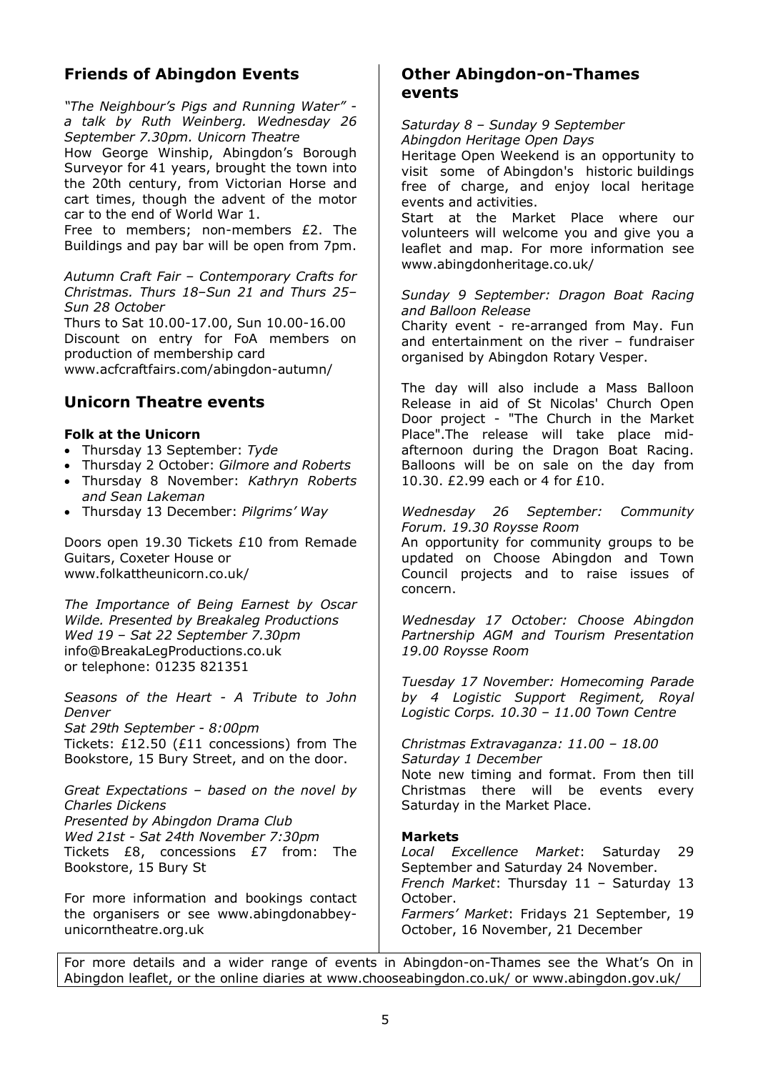## Friends of Abingdon Events

*"The Neighbour's Pigs and Running Water" - a talk by Ruth Weinberg. Wednesday 26 September 7.30pm. Unicorn Theatre*

How George Winship, Abingdon's Borough Surveyor for 41 years, brought the town into the 20th century, from Victorian Horse and cart times, though the advent of the motor car to the end of World War 1.

Free to members; non-members £2. The Buildings and pay bar will be open from 7pm.

*Autumn Craft Fair – Contemporary Crafts for Christmas. Thurs 18–Sun 21 and Thurs 25–Sun 28 October*

Thurs to Sat 10.00-17.00, Sun 10.00-16.00

Discount on entry for FoA members on production of membership card

www.acfcraftfairs.com/abingdon-autumn/

## Unicorn Theatre events

**Folk at the Unicorn**

- Thursday 13 September: *Tyde*
- Thursday 2 October: *Gilmore and Roberts*
- Thursday 8 November: *Kathryn Roberts and Sean Lakeman*
- Thursday 13 December: *Pilgrims' Way*

Doors open 19.30 Tickets £10 from Remade Guitars, Coxeter House or www.folkattheunicorn.co.uk/

*The Importance of Being Earnest by Oscar Wilde. Presented by Breakaleg Productions Wed 19 – Sat 22 September 7.30pm*

info@BreakaLegProductions.co.uk
or telephone: 01235 821351

*Seasons of the Heart - A Tribute to John Denver*

*Sat 29th September - 8:00pm*

Tickets: £12.50 (£11 concessions) from The Bookstore, 15 Bury Street, and on the door.

*Great Expectations – based on the novel by Charles Dickens*

*Presented by Abingdon Drama Club*

*Wed 21st - Sat 24th November 7:30pm*

Tickets £8, concessions £7 from: The Bookstore, 15 Bury St

For more information and bookings contact the organisers or see www.abingdonabbey-unicorntheatre.org.uk

## Other Abingdon-on-Thames events

*Saturday 8 – Sunday 9 September*
*Abingdon Heritage Open Days*

Heritage Open Weekend is an opportunity to visit some of Abingdon's historic buildings free of charge, and enjoy local heritage events and activities.

Start at the Market Place where our volunteers will welcome you and give you a leaflet and map. For more information see www.abingdonheritage.co.uk/

*Sunday 9 September: Dragon Boat Racing and Balloon Release*

Charity event - re-arranged from May. Fun and entertainment on the river – fundraiser organised by Abingdon Rotary Vesper.

The day will also include a Mass Balloon Release in aid of St Nicolas' Church Open Door project - "The Church in the Market Place".The release will take place mid-afternoon during the Dragon Boat Racing. Balloons will be on sale on the day from 10.30. £2.99 each or 4 for £10.

*Wednesday 26 September: Community Forum. 19.30 Roysse Room*

An opportunity for community groups to be updated on Choose Abingdon and Town Council projects and to raise issues of concern.

*Wednesday 17 October: Choose Abingdon Partnership AGM and Tourism Presentation 19.00 Roysse Room*

*Tuesday 17 November: Homecoming Parade by 4 Logistic Support Regiment, Royal Logistic Corps. 10.30 – 11.00 Town Centre*

*Christmas Extravaganza: 11.00 – 18.00*
*Saturday 1 December*

Note new timing and format. From then till Christmas there will be events every Saturday in the Market Place.

**Markets**

*Local Excellence Market*: Saturday 29 September and Saturday 24 November.

*French Market*: Thursday 11 – Saturday 13 October.

*Farmers' Market*: Fridays 21 September, 19 October, 16 November, 21 December

For more details and a wider range of events in Abingdon-on-Thames see the What's On in Abingdon leaflet, or the online diaries at www.chooseabingdon.co.uk/ or www.abingdon.gov.uk/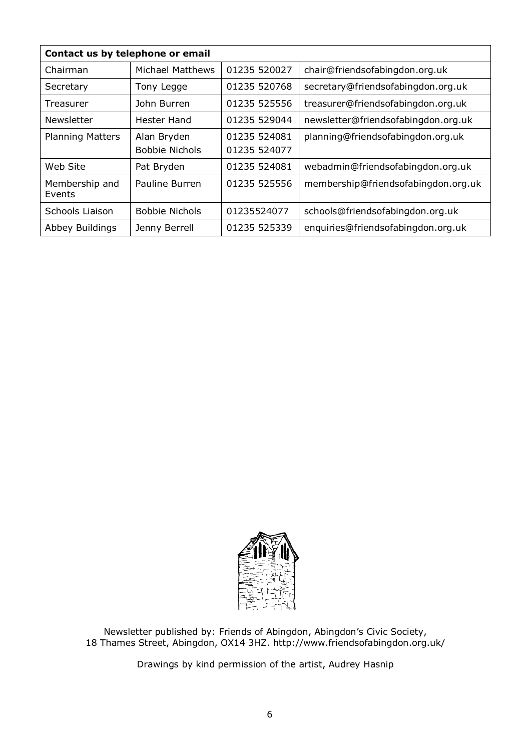| Contact us by telephone or email | | | |
|---|---|---|---|
| Chairman | Michael Matthews | 01235 520027 | chair@friendsofabingdon.org.uk |
| Secretary | Tony Legge | 01235 520768 | secretary@friendsofabingdon.org.uk |
| Treasurer | John Burren | 01235 525556 | treasurer@friendsofabingdon.org.uk |
| Newsletter | Hester Hand | 01235 529044 | newsletter@friendsofabingdon.org.uk |
| Planning Matters | Alan Bryden<br>Bobbie Nichols | 01235 524081<br>01235 524077 | planning@friendsofabingdon.org.uk |
| Web Site | Pat Bryden | 01235 524081 | webadmin@friendsofabingdon.org.uk |
| Membership and Events | Pauline Burren | 01235 525556 | membership@friendsofabingdon.org.uk |
| Schools Liaison | Bobbie Nichols | 01235524077 | schools@friendsofabingdon.org.uk |
| Abbey Buildings | Jenny Berrell | 01235 525339 | enquiries@friendsofabingdon.org.uk |

Newsletter published by: Friends of Abingdon, Abingdon's Civic Society, 18 Thames Street, Abingdon, OX14 3HZ. http://www.friendsofabingdon.org.uk/

Drawings by kind permission of the artist, Audrey Hasnip